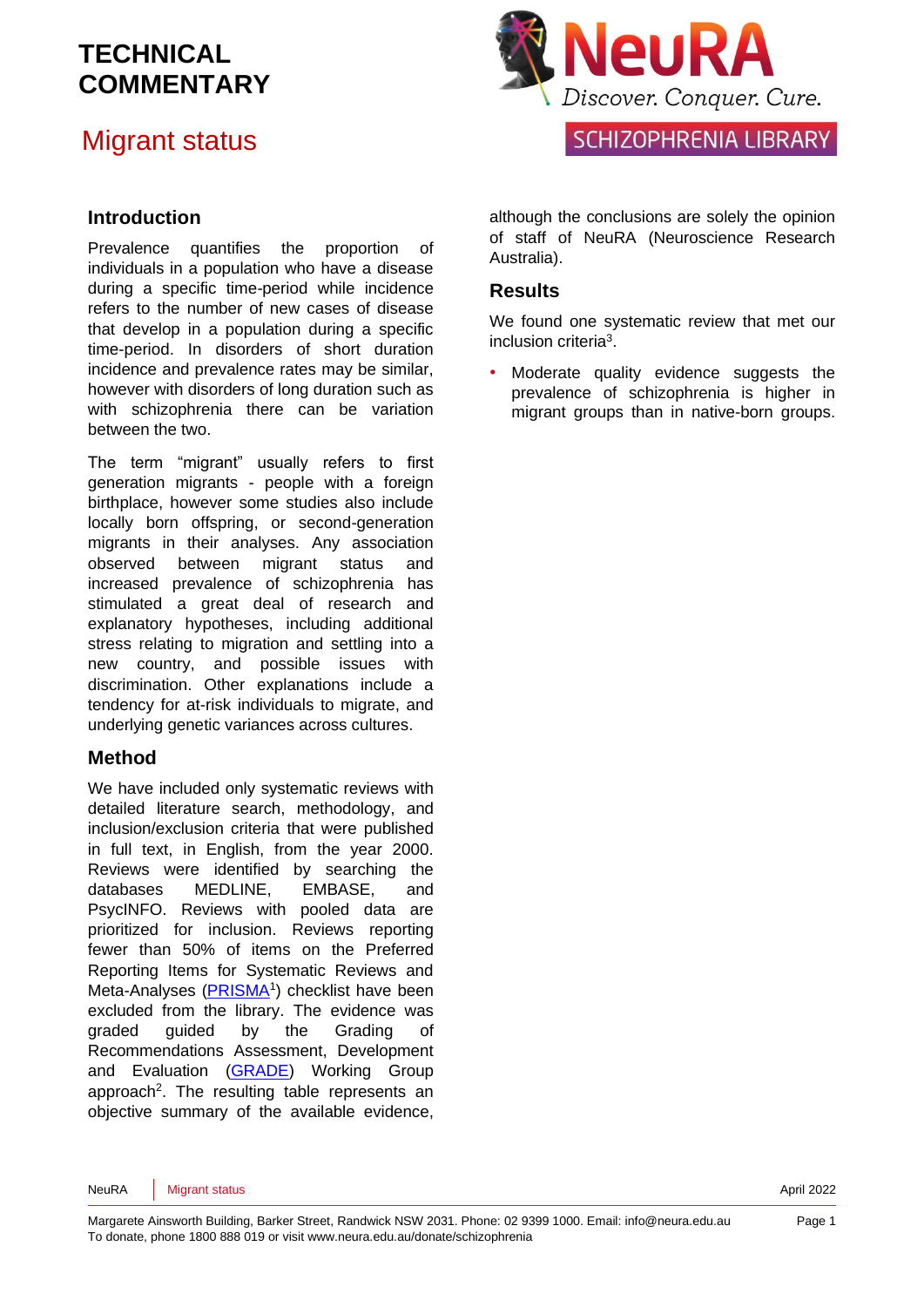# TECHNICAL COMMENTARY

# Migrant status

NeuRA Discover. Conquer. Cure.

SCHIZOPHRENIA LIBRARY

## Introduction

Prevalence quantifies the proportion of individuals in a population who have a disease during a specific time-period while incidence refers to the number of new cases of disease that develop in a population during a specific time-period. In disorders of short duration incidence and prevalence rates may be similar, however with disorders of long duration such as with schizophrenia there can be variation between the two.

The term "migrant" usually refers to first generation migrants - people with a foreign birthplace, however some studies also include locally born offspring, or second-generation migrants in their analyses. Any association observed between migrant status and increased prevalence of schizophrenia has stimulated a great deal of research and explanatory hypotheses, including additional stress relating to migration and settling into a new country, and possible issues with discrimination. Other explanations include a tendency for at-risk individuals to migrate, and underlying genetic variances across cultures.

## Method

We have included only systematic reviews with detailed literature search, methodology, and inclusion/exclusion criteria that were published in full text, in English, from the year 2000. Reviews were identified by searching the databases MEDLINE, EMBASE, and PsycINFO. Reviews with pooled data are prioritized for inclusion. Reviews reporting fewer than 50% of items on the Preferred Reporting Items for Systematic Reviews and Meta-Analyses (PRISMA[1]) checklist have been excluded from the library. The evidence was graded guided by the Grading of Recommendations Assessment, Development and Evaluation (GRADE) Working Group approach[2]. The resulting table represents an objective summary of the available evidence, although the conclusions are solely the opinion of staff of NeuRA (Neuroscience Research Australia).

## Results

We found one systematic review that met our inclusion criteria[3].

- Moderate quality evidence suggests the prevalence of schizophrenia is higher in migrant groups than in native-born groups.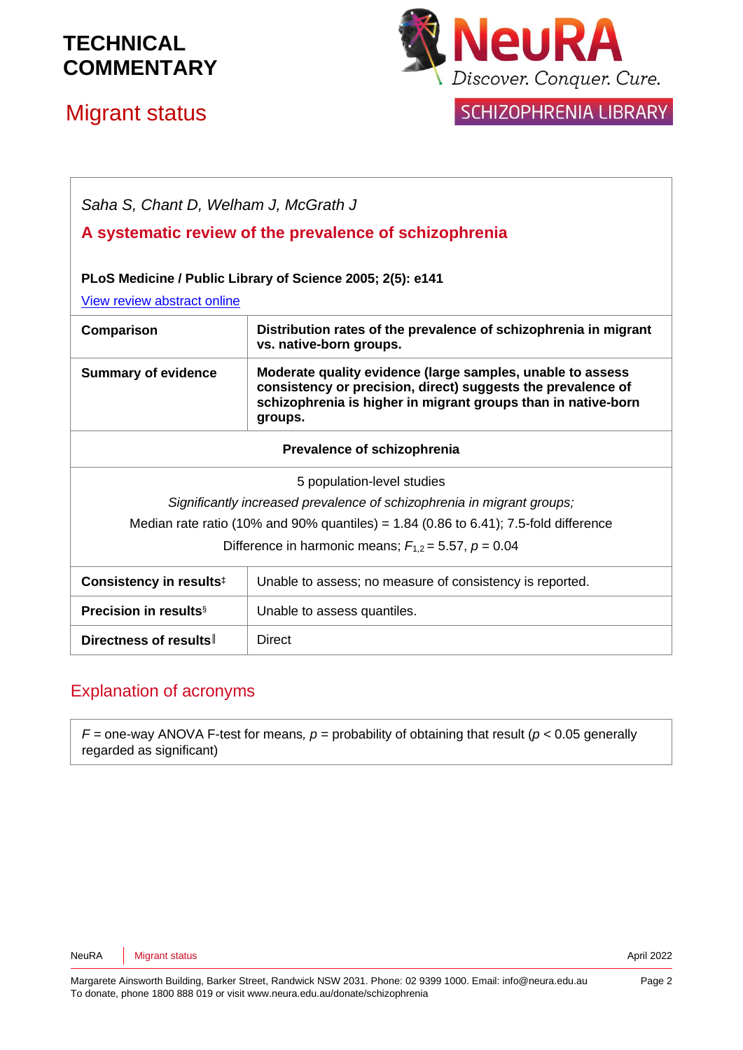# TECHNICAL COMMENTARY

## Migrant status

| *Saha S, Chant D, Welham J, McGrath J* | |
|---|---|
| **A systematic review of the prevalence of schizophrenia** | |
| **PLoS Medicine / Public Library of Science 2005; 2(5): e141** | |
| View review abstract online | |
| **Comparison** | **Distribution rates of the prevalence of schizophrenia in migrant vs. native-born groups.** |
| **Summary of evidence** | **Moderate quality evidence (large samples, unable to assess consistency or precision, direct) suggests the prevalence of schizophrenia is higher in migrant groups than in native-born groups.** |
| **Prevalence of schizophrenia** | |
| 5 population-level studies<br>*Significantly increased prevalence of schizophrenia in migrant groups;*<br>Median rate ratio (10% and 90% quantiles) = 1.84 (0.86 to 6.41); 7.5-fold difference<br>Difference in harmonic means; $F_{1,2} = 5.57$, $p = 0.04$ | |
| **Consistency in results**‡ | Unable to assess; no measure of consistency is reported. |
| **Precision in results**§ | Unable to assess quantiles. |
| **Directness of results**‖ | Direct |

## Explanation of acronyms

$F$ = one-way ANOVA F-test for means, $p$ = probability of obtaining that result ($p < 0.05$ generally regarded as significant)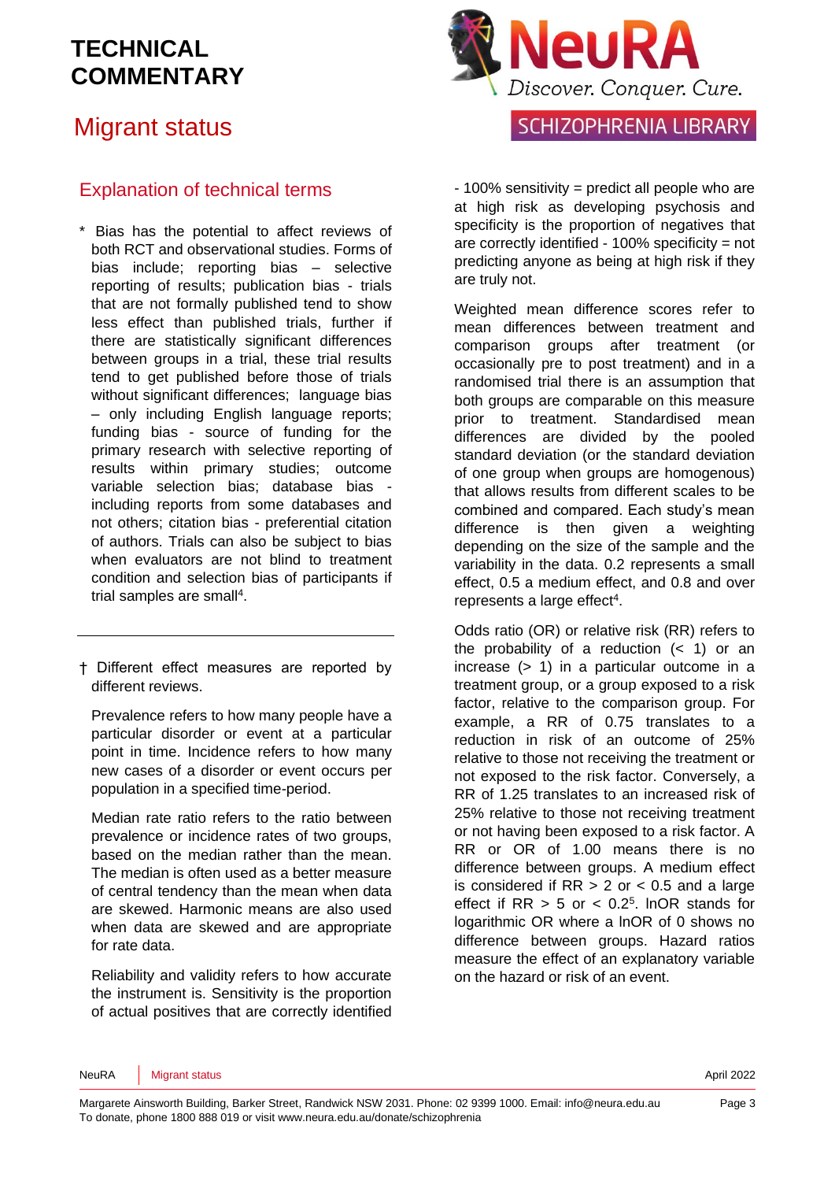## Explanation of technical terms

\* Bias has the potential to affect reviews of both RCT and observational studies. Forms of bias include; reporting bias – selective reporting of results; publication bias - trials that are not formally published tend to show less effect than published trials, further if there are statistically significant differences between groups in a trial, these trial results tend to get published before those of trials without significant differences; language bias – only including English language reports; funding bias - source of funding for the primary research with selective reporting of results within primary studies; outcome variable selection bias; database bias - including reports from some databases and not others; citation bias - preferential citation of authors. Trials can also be subject to bias when evaluators are not blind to treatment condition and selection bias of participants if trial samples are small[4].

---

† Different effect measures are reported by different reviews.

Prevalence refers to how many people have a particular disorder or event at a particular point in time. Incidence refers to how many new cases of a disorder or event occurs per population in a specified time-period.

Median rate ratio refers to the ratio between prevalence or incidence rates of two groups, based on the median rather than the mean. The median is often used as a better measure of central tendency than the mean when data are skewed. Harmonic means are also used when data are skewed and are appropriate for rate data.

Reliability and validity refers to how accurate the instrument is. Sensitivity is the proportion of actual positives that are correctly identified - 100% sensitivity = predict all people who are at high risk as developing psychosis and specificity is the proportion of negatives that are correctly identified - 100% specificity = not predicting anyone as being at high risk if they are truly not.

Weighted mean difference scores refer to mean differences between treatment and comparison groups after treatment (or occasionally pre to post treatment) and in a randomised trial there is an assumption that both groups are comparable on this measure prior to treatment. Standardised mean differences are divided by the pooled standard deviation (or the standard deviation of one group when groups are homogenous) that allows results from different scales to be combined and compared. Each study's mean difference is then given a weighting depending on the size of the sample and the variability in the data. 0.2 represents a small effect, 0.5 a medium effect, and 0.8 and over represents a large effect[4].

Odds ratio (OR) or relative risk (RR) refers to the probability of a reduction (< 1) or an increase (> 1) in a particular outcome in a treatment group, or a group exposed to a risk factor, relative to the comparison group. For example, a RR of 0.75 translates to a reduction in risk of an outcome of 25% relative to those not receiving the treatment or not exposed to the risk factor. Conversely, a RR of 1.25 translates to an increased risk of 25% relative to those not receiving treatment or not having been exposed to a risk factor. A RR or OR of 1.00 means there is no difference between groups. A medium effect is considered if RR > 2 or < 0.5 and a large effect if RR > 5 or < 0.2[5]. lnOR stands for logarithmic OR where a lnOR of 0 shows no difference between groups. Hazard ratios measure the effect of an explanatory variable on the hazard or risk of an event.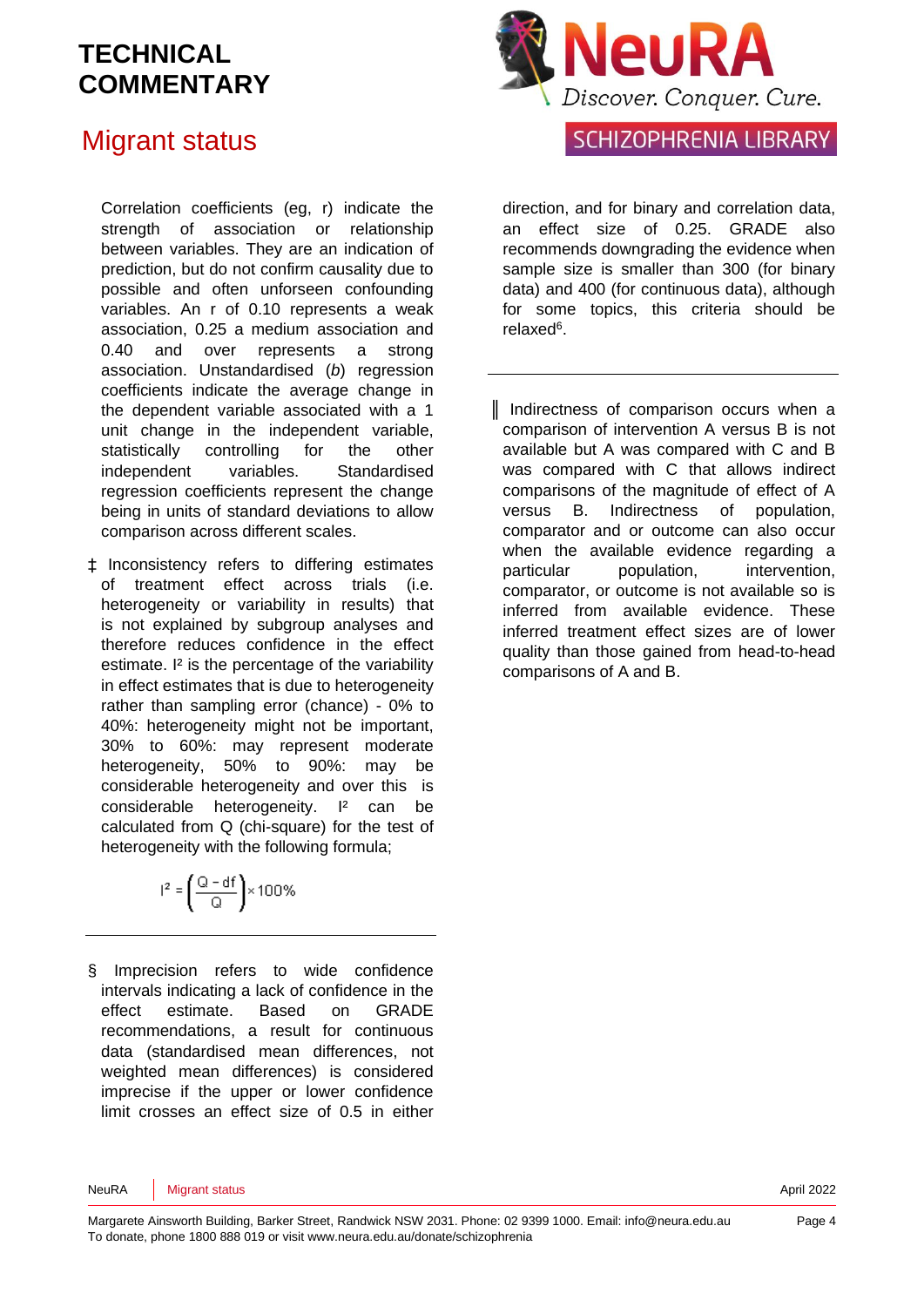Correlation coefficients (eg, r) indicate the strength of association or relationship between variables. They are an indication of prediction, but do not confirm causality due to possible and often unforeseen confounding variables. An r of 0.10 represents a weak association, 0.25 a medium association and 0.40 and over represents a strong association. Unstandardised (*b*) regression coefficients indicate the average change in the dependent variable associated with a 1 unit change in the independent variable, statistically controlling for the other independent variables. Standardised regression coefficients represent the change being in units of standard deviations to allow comparison across different scales.

‡ Inconsistency refers to differing estimates of treatment effect across trials (i.e. heterogeneity or variability in results) that is not explained by subgroup analyses and therefore reduces confidence in the effect estimate. $I^2$ is the percentage of the variability in effect estimates that is due to heterogeneity rather than sampling error (chance) - 0% to 40%: heterogeneity might not be important, 30% to 60%: may represent moderate heterogeneity, 50% to 90%: may be considerable heterogeneity and over this is considerable heterogeneity. $I^2$ can be calculated from Q (chi-square) for the test of heterogeneity with the following formula;

$$I^2 = \left(\frac{Q - df}{Q}\right) \times 100\%$$

---

§ Imprecision refers to wide confidence intervals indicating a lack of confidence in the effect estimate. Based on GRADE recommendations, a result for continuous data (standardised mean differences, not weighted mean differences) is considered imprecise if the upper or lower confidence limit crosses an effect size of 0.5 in either direction, and for binary and correlation data, an effect size of 0.25. GRADE also recommends downgrading the evidence when sample size is smaller than 300 (for binary data) and 400 (for continuous data), although for some topics, this criteria should be relaxed[6].

---

‖ Indirectness of comparison occurs when a comparison of intervention A versus B is not available but A was compared with C and B was compared with C that allows indirect comparisons of the magnitude of effect of A versus B. Indirectness of population, comparator and or outcome can also occur when the available evidence regarding a particular population, intervention, comparator, or outcome is not available so is inferred from available evidence. These inferred treatment effect sizes are of lower quality than those gained from head-to-head comparisons of A and B.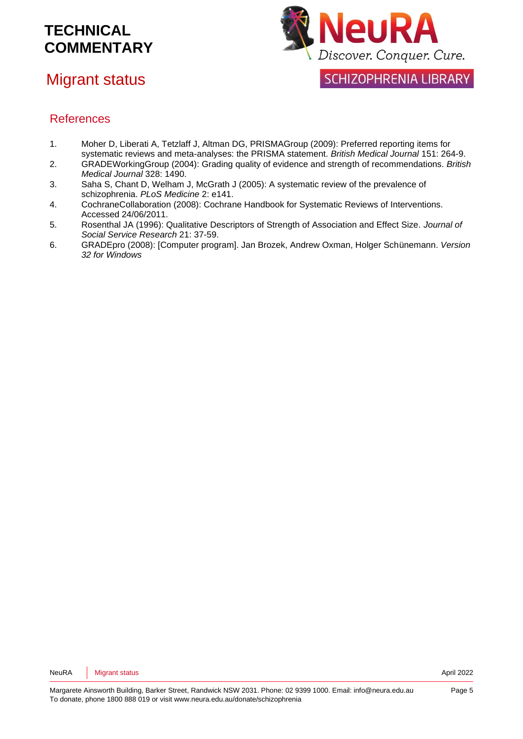## References

1. Moher D, Liberati A, Tetzlaff J, Altman DG, PRISMAGroup (2009): Preferred reporting items for systematic reviews and meta-analyses: the PRISMA statement. *British Medical Journal* 151: 264-9.
2. GRADEWorkingGroup (2004): Grading quality of evidence and strength of recommendations. *British Medical Journal* 328: 1490.
3. Saha S, Chant D, Welham J, McGrath J (2005): A systematic review of the prevalence of schizophrenia. *PLoS Medicine* 2: e141.
4. CochraneCollaboration (2008): Cochrane Handbook for Systematic Reviews of Interventions. Accessed 24/06/2011.
5. Rosenthal JA (1996): Qualitative Descriptors of Strength of Association and Effect Size. *Journal of Social Service Research* 21: 37-59.
6. GRADEpro (2008): [Computer program]. Jan Brozek, Andrew Oxman, Holger Schünemann. *Version 32 for Windows*